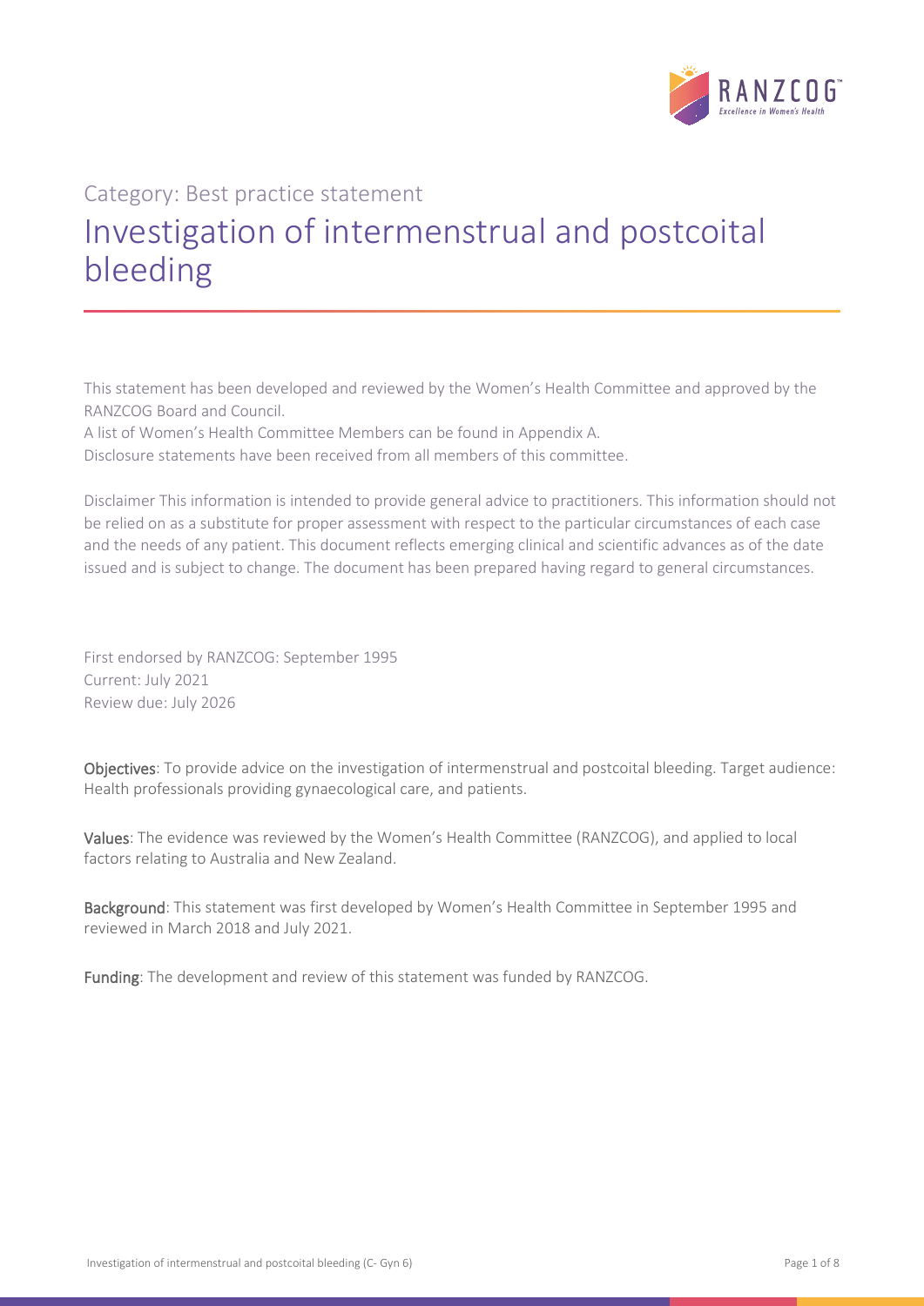Category: Best practice statement

# Investigation of intermenstrual and postcoital bleeding

This statement has been developed and reviewed by the Women's Health Committee and approved by the RANZCOG Board and Council.

A list of Women's Health Committee Members can be found in Appendix A.

Disclosure statements have been received from all members of this committee.

Disclaimer This information is intended to provide general advice to practitioners. This information should not be relied on as a substitute for proper assessment with respect to the particular circumstances of each case and the needs of any patient. This document reflects emerging clinical and scientific advances as of the date issued and is subject to change. The document has been prepared having regard to general circumstances.

First endorsed by RANZCOG: September 1995
Current: July 2021
Review due: July 2026

**Objectives**: To provide advice on the investigation of intermenstrual and postcoital bleeding. Target audience: Health professionals providing gynaecological care, and patients.

**Values**: The evidence was reviewed by the Women's Health Committee (RANZCOG), and applied to local factors relating to Australia and New Zealand.

**Background**: This statement was first developed by Women's Health Committee in September 1995 and reviewed in March 2018 and July 2021.

**Funding**: The development and review of this statement was funded by RANZCOG.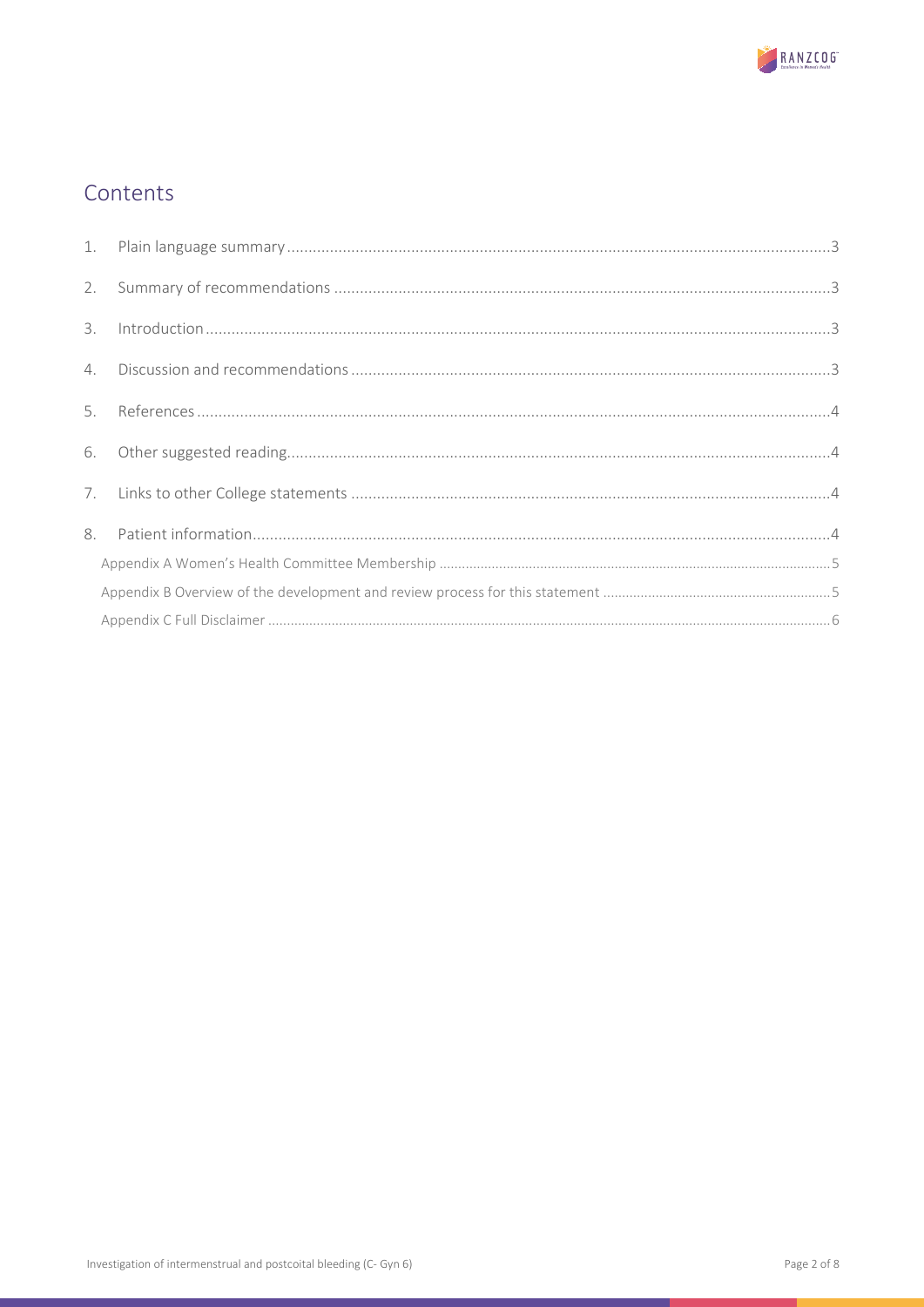# Contents

1. Plain language summary ....................................................................................................3
2. Summary of recommendations ...........................................................................................3
3. Introduction .......................................................................................................................3
4. Discussion and recommendations .....................................................................................3
5. References .........................................................................................................................4
6. Other suggested reading ....................................................................................................4
7. Links to other College statements .....................................................................................4
8. Patient information ............................................................................................................4

Appendix A Women's Health Committee Membership ...............................................................5

Appendix B Overview of the development and review process for this statement .......................5

Appendix C Full Disclaimer .........................................................................................................6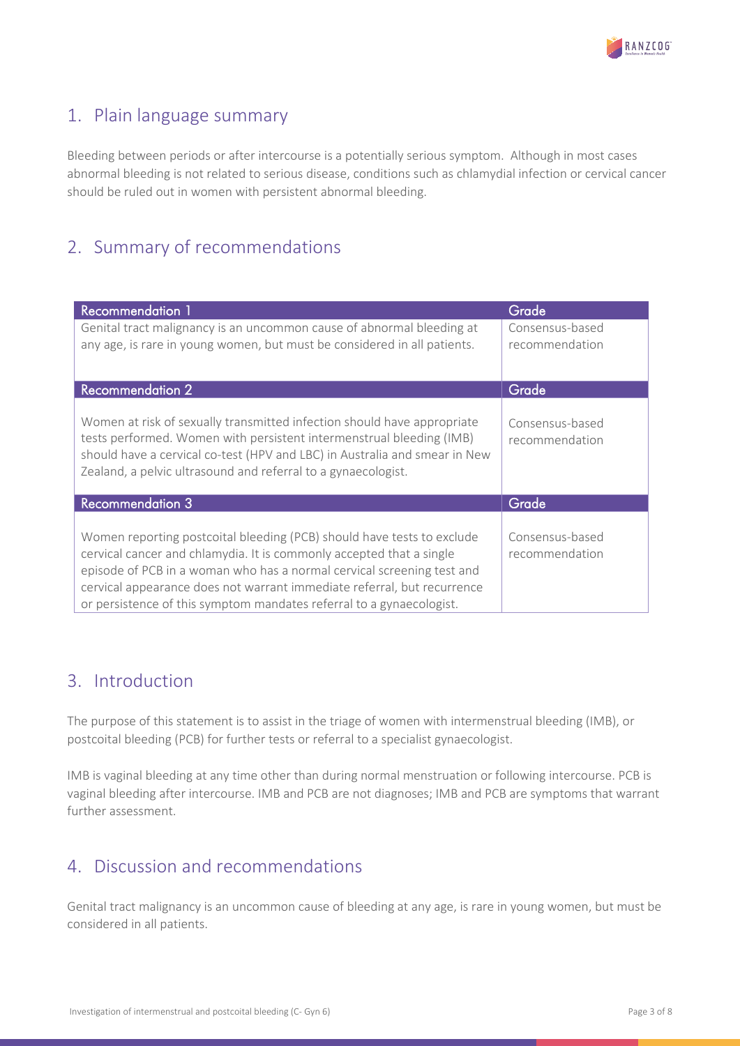## 1. Plain language summary

Bleeding between periods or after intercourse is a potentially serious symptom. Although in most cases abnormal bleeding is not related to serious disease, conditions such as chlamydial infection or cervical cancer should be ruled out in women with persistent abnormal bleeding.

## 2. Summary of recommendations

| Recommendation 1 | Grade |
|---|---|
| Genital tract malignancy is an uncommon cause of abnormal bleeding at any age, is rare in young women, but must be considered in all patients. | Consensus-based recommendation |
| **Recommendation 2** | **Grade** |
| Women at risk of sexually transmitted infection should have appropriate tests performed. Women with persistent intermenstrual bleeding (IMB) should have a cervical co-test (HPV and LBC) in Australia and smear in New Zealand, a pelvic ultrasound and referral to a gynaecologist. | Consensus-based recommendation |
| **Recommendation 3** | **Grade** |
| Women reporting postcoital bleeding (PCB) should have tests to exclude cervical cancer and chlamydia. It is commonly accepted that a single episode of PCB in a woman who has a normal cervical screening test and cervical appearance does not warrant immediate referral, but recurrence or persistence of this symptom mandates referral to a gynaecologist. | Consensus-based recommendation |

## 3. Introduction

The purpose of this statement is to assist in the triage of women with intermenstrual bleeding (IMB), or postcoital bleeding (PCB) for further tests or referral to a specialist gynaecologist.

IMB is vaginal bleeding at any time other than during normal menstruation or following intercourse. PCB is vaginal bleeding after intercourse. IMB and PCB are not diagnoses; IMB and PCB are symptoms that warrant further assessment.

## 4. Discussion and recommendations

Genital tract malignancy is an uncommon cause of bleeding at any age, is rare in young women, but must be considered in all patients.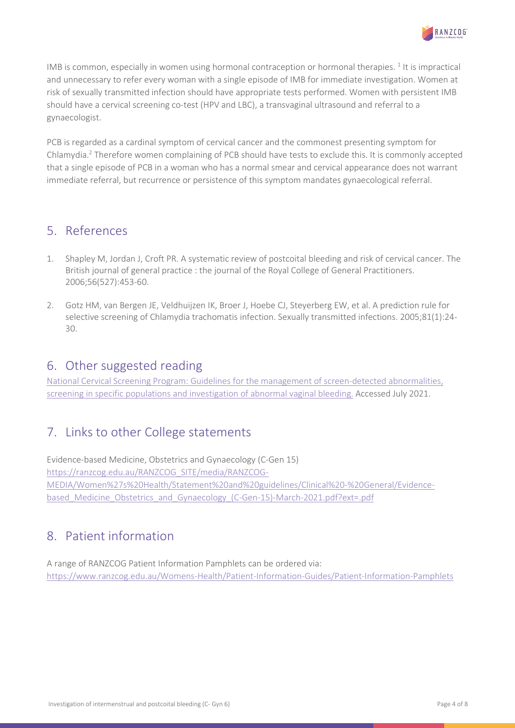IMB is common, especially in women using hormonal contraception or hormonal therapies. [1] It is impractical and unnecessary to refer every woman with a single episode of IMB for immediate investigation. Women at risk of sexually transmitted infection should have appropriate tests performed. Women with persistent IMB should have a cervical screening co-test (HPV and LBC), a transvaginal ultrasound and referral to a gynaecologist.

PCB is regarded as a cardinal symptom of cervical cancer and the commonest presenting symptom for Chlamydia.[2] Therefore women complaining of PCB should have tests to exclude this. It is commonly accepted that a single episode of PCB in a woman who has a normal smear and cervical appearance does not warrant immediate referral, but recurrence or persistence of this symptom mandates gynaecological referral.

## 5. References

1. Shapley M, Jordan J, Croft PR. A systematic review of postcoital bleeding and risk of cervical cancer. The British journal of general practice : the journal of the Royal College of General Practitioners. 2006;56(527):453-60.

2. Gotz HM, van Bergen JE, Veldhuijzen IK, Broer J, Hoebe CJ, Steyerberg EW, et al. A prediction rule for selective screening of Chlamydia trachomatis infection. Sexually transmitted infections. 2005;81(1):24-30.

## 6. Other suggested reading

National Cervical Screening Program: Guidelines for the management of screen-detected abnormalities, screening in specific populations and investigation of abnormal vaginal bleeding. Accessed July 2021.

## 7. Links to other College statements

Evidence-based Medicine, Obstetrics and Gynaecology (C-Gen 15)
https://ranzcog.edu.au/RANZCOG_SITE/media/RANZCOG-MEDIA/Women%27s%20Health/Statement%20and%20guidelines/Clinical%20-%20General/Evidence-based_Medicine_Obstetrics_and_Gynaecology_(C-Gen-15)-March-2021.pdf?ext=.pdf

## 8. Patient information

A range of RANZCOG Patient Information Pamphlets can be ordered via:
https://www.ranzcog.edu.au/Womens-Health/Patient-Information-Guides/Patient-Information-Pamphlets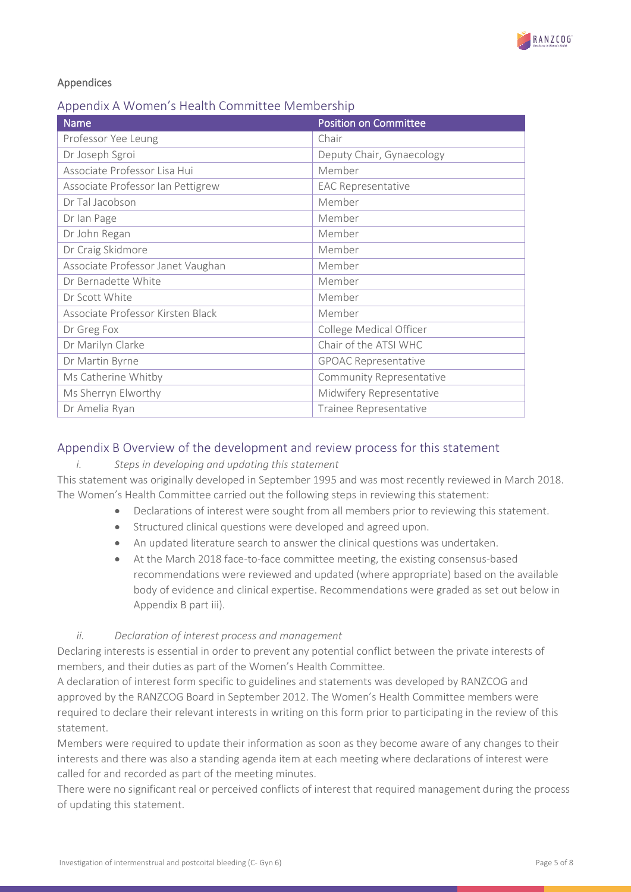## Appendices

### Appendix A Women's Health Committee Membership

| Name | Position on Committee |
|---|---|
| Professor Yee Leung | Chair |
| Dr Joseph Sgroi | Deputy Chair, Gynaecology |
| Associate Professor Lisa Hui | Member |
| Associate Professor Ian Pettigrew | EAC Representative |
| Dr Tal Jacobson | Member |
| Dr Ian Page | Member |
| Dr John Regan | Member |
| Dr Craig Skidmore | Member |
| Associate Professor Janet Vaughan | Member |
| Dr Bernadette White | Member |
| Dr Scott White | Member |
| Associate Professor Kirsten Black | Member |
| Dr Greg Fox | College Medical Officer |
| Dr Marilyn Clarke | Chair of the ATSI WHC |
| Dr Martin Byrne | GPOAC Representative |
| Ms Catherine Whitby | Community Representative |
| Ms Sherryn Elworthy | Midwifery Representative |
| Dr Amelia Ryan | Trainee Representative |

### Appendix B Overview of the development and review process for this statement

*i. Steps in developing and updating this statement*

This statement was originally developed in September 1995 and was most recently reviewed in March 2018. The Women's Health Committee carried out the following steps in reviewing this statement:

- Declarations of interest were sought from all members prior to reviewing this statement.
- Structured clinical questions were developed and agreed upon.
- An updated literature search to answer the clinical questions was undertaken.
- At the March 2018 face-to-face committee meeting, the existing consensus-based recommendations were reviewed and updated (where appropriate) based on the available body of evidence and clinical expertise. Recommendations were graded as set out below in Appendix B part iii).

*ii. Declaration of interest process and management*

Declaring interests is essential in order to prevent any potential conflict between the private interests of members, and their duties as part of the Women's Health Committee.

A declaration of interest form specific to guidelines and statements was developed by RANZCOG and approved by the RANZCOG Board in September 2012. The Women's Health Committee members were required to declare their relevant interests in writing on this form prior to participating in the review of this statement.

Members were required to update their information as soon as they become aware of any changes to their interests and there was also a standing agenda item at each meeting where declarations of interest were called for and recorded as part of the meeting minutes.

There were no significant real or perceived conflicts of interest that required management during the process of updating this statement.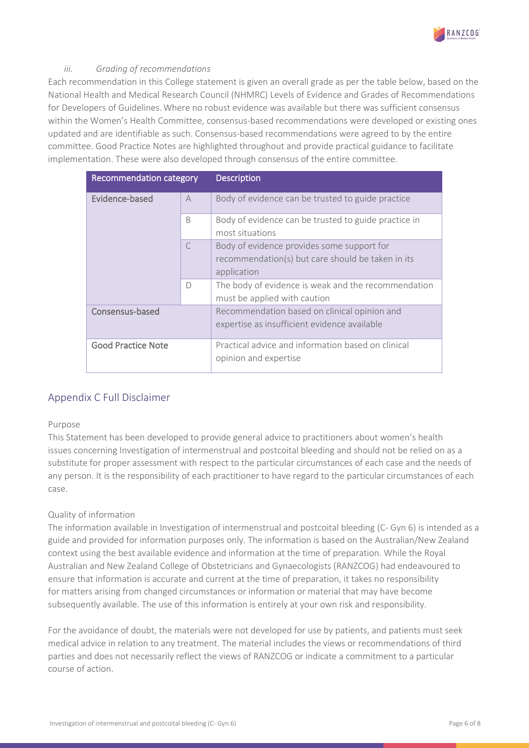#### *iii. Grading of recommendations*

Each recommendation in this College statement is given an overall grade as per the table below, based on the National Health and Medical Research Council (NHMRC) Levels of Evidence and Grades of Recommendations for Developers of Guidelines. Where no robust evidence was available but there was sufficient consensus within the Women's Health Committee, consensus-based recommendations were developed or existing ones updated and are identifiable as such. Consensus-based recommendations were agreed to by the entire committee. Good Practice Notes are highlighted throughout and provide practical guidance to facilitate implementation. These were also developed through consensus of the entire committee.

| Recommendation category | | Description |
|---|---|---|
| Evidence-based | A | Body of evidence can be trusted to guide practice |
| | B | Body of evidence can be trusted to guide practice in most situations |
| | C | Body of evidence provides some support for recommendation(s) but care should be taken in its application |
| | D | The body of evidence is weak and the recommendation must be applied with caution |
| Consensus-based | | Recommendation based on clinical opinion and expertise as insufficient evidence available |
| Good Practice Note | | Practical advice and information based on clinical opinion and expertise |

## Appendix C Full Disclaimer

Purpose

This Statement has been developed to provide general advice to practitioners about women's health issues concerning Investigation of intermenstrual and postcoital bleeding and should not be relied on as a substitute for proper assessment with respect to the particular circumstances of each case and the needs of any person. It is the responsibility of each practitioner to have regard to the particular circumstances of each case.

Quality of information

The information available in Investigation of intermenstrual and postcoital bleeding (C- Gyn 6) is intended as a guide and provided for information purposes only. The information is based on the Australian/New Zealand context using the best available evidence and information at the time of preparation. While the Royal Australian and New Zealand College of Obstetricians and Gynaecologists (RANZCOG) had endeavoured to ensure that information is accurate and current at the time of preparation, it takes no responsibility for matters arising from changed circumstances or information or material that may have become subsequently available. The use of this information is entirely at your own risk and responsibility.

For the avoidance of doubt, the materials were not developed for use by patients, and patients must seek medical advice in relation to any treatment. The material includes the views or recommendations of third parties and does not necessarily reflect the views of RANZCOG or indicate a commitment to a particular course of action.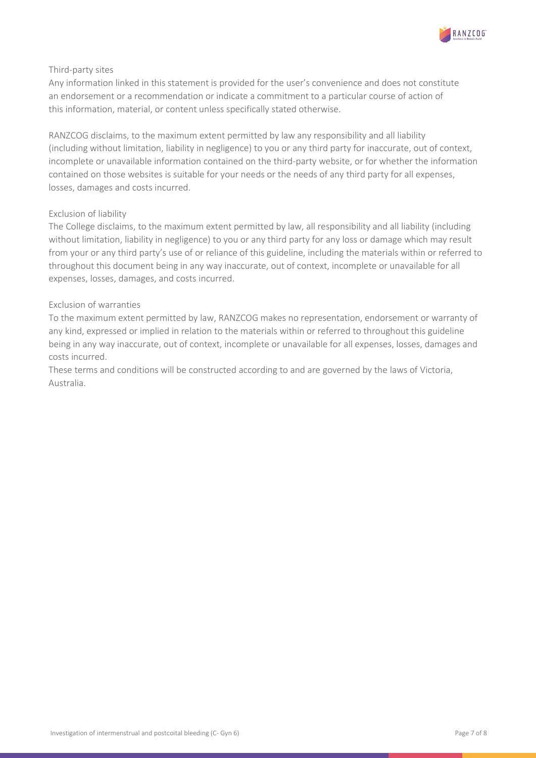### Third-party sites

Any information linked in this statement is provided for the user's convenience and does not constitute an endorsement or a recommendation or indicate a commitment to a particular course of action of this information, material, or content unless specifically stated otherwise.

RANZCOG disclaims, to the maximum extent permitted by law any responsibility and all liability (including without limitation, liability in negligence) to you or any third party for inaccurate, out of context, incomplete or unavailable information contained on the third-party website, or for whether the information contained on those websites is suitable for your needs or the needs of any third party for all expenses, losses, damages and costs incurred.

### Exclusion of liability

The College disclaims, to the maximum extent permitted by law, all responsibility and all liability (including without limitation, liability in negligence) to you or any third party for any loss or damage which may result from your or any third party's use of or reliance of this guideline, including the materials within or referred to throughout this document being in any way inaccurate, out of context, incomplete or unavailable for all expenses, losses, damages, and costs incurred.

### Exclusion of warranties

To the maximum extent permitted by law, RANZCOG makes no representation, endorsement or warranty of any kind, expressed or implied in relation to the materials within or referred to throughout this guideline being in any way inaccurate, out of context, incomplete or unavailable for all expenses, losses, damages and costs incurred.

These terms and conditions will be constructed according to and are governed by the laws of Victoria, Australia.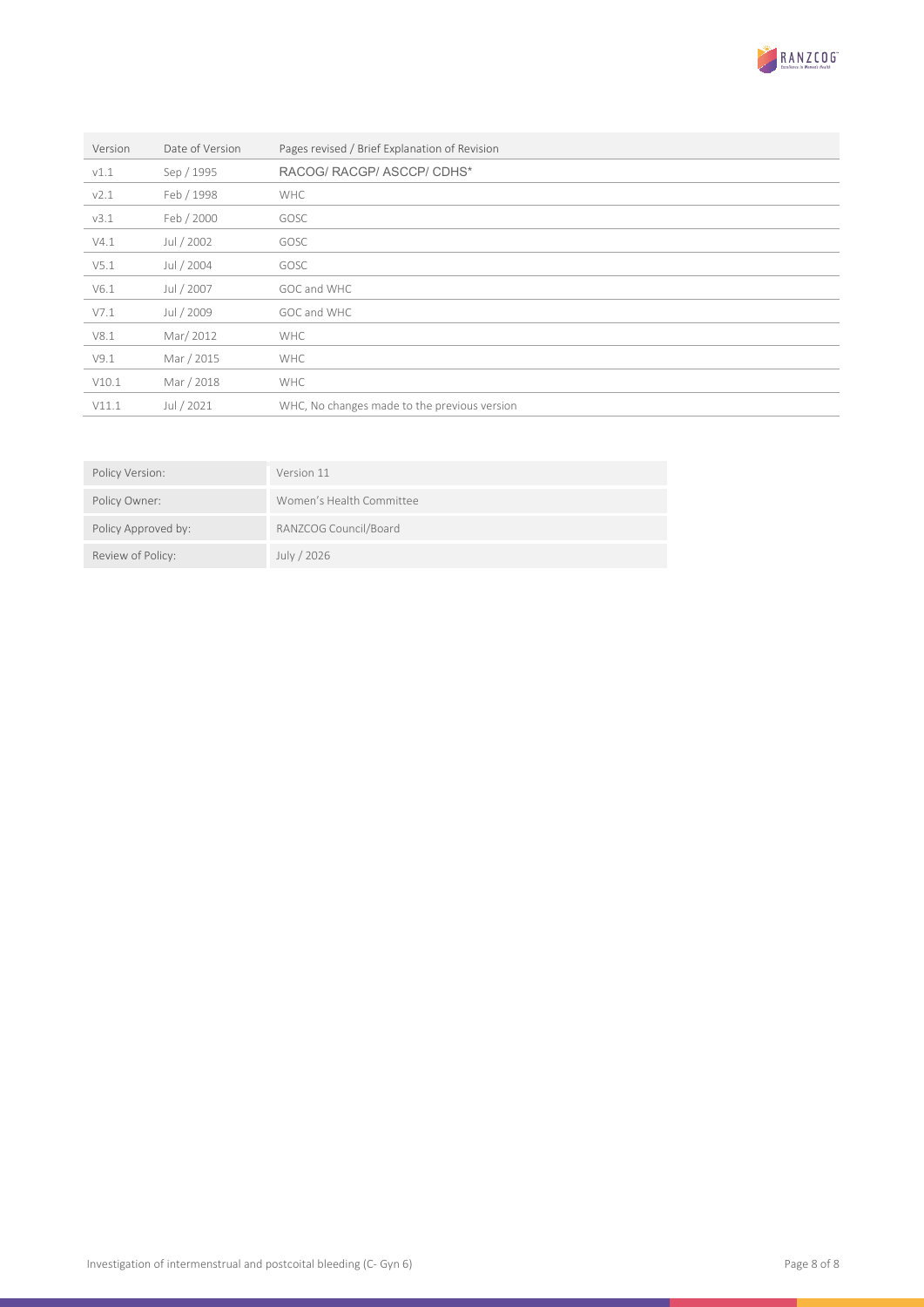| Version | Date of Version | Pages revised / Brief Explanation of Revision |
|---|---|---|
| v1.1 | Sep / 1995 | RACOG/ RACGP/ ASCCP/ CDHS* |
| v2.1 | Feb / 1998 | WHC |
| v3.1 | Feb / 2000 | GOSC |
| V4.1 | Jul / 2002 | GOSC |
| V5.1 | Jul / 2004 | GOSC |
| V6.1 | Jul / 2007 | GOC and WHC |
| V7.1 | Jul / 2009 | GOC and WHC |
| V8.1 | Mar/ 2012 | WHC |
| V9.1 | Mar / 2015 | WHC |
| V10.1 | Mar / 2018 | WHC |
| V11.1 | Jul / 2021 | WHC, No changes made to the previous version |

| | |
|---|---|
| Policy Version: | Version 11 |
| Policy Owner: | Women's Health Committee |
| Policy Approved by: | RANZCOG Council/Board |
| Review of Policy: | July / 2026 |